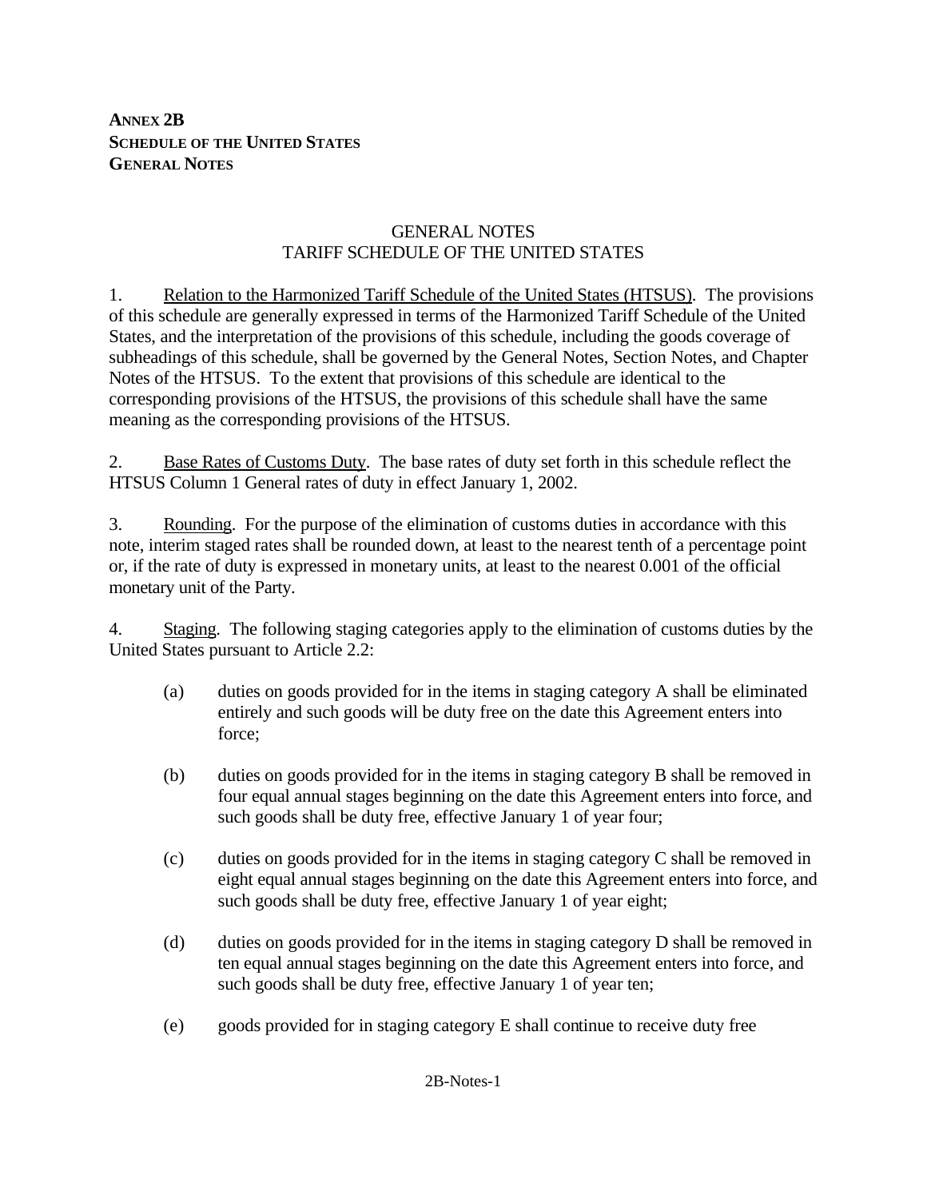**ANNEX 2B**
**SCHEDULE OF THE UNITED STATES**
**GENERAL NOTES**

GENERAL NOTES
TARIFF SCHEDULE OF THE UNITED STATES

1. Relation to the Harmonized Tariff Schedule of the United States (HTSUS). The provisions of this schedule are generally expressed in terms of the Harmonized Tariff Schedule of the United States, and the interpretation of the provisions of this schedule, including the goods coverage of subheadings of this schedule, shall be governed by the General Notes, Section Notes, and Chapter Notes of the HTSUS. To the extent that provisions of this schedule are identical to the corresponding provisions of the HTSUS, the provisions of this schedule shall have the same meaning as the corresponding provisions of the HTSUS.

2. Base Rates of Customs Duty. The base rates of duty set forth in this schedule reflect the HTSUS Column 1 General rates of duty in effect January 1, 2002.

3. Rounding. For the purpose of the elimination of customs duties in accordance with this note, interim staged rates shall be rounded down, at least to the nearest tenth of a percentage point or, if the rate of duty is expressed in monetary units, at least to the nearest 0.001 of the official monetary unit of the Party.

4. Staging. The following staging categories apply to the elimination of customs duties by the United States pursuant to Article 2.2:

(a) duties on goods provided for in the items in staging category A shall be eliminated entirely and such goods will be duty free on the date this Agreement enters into force;

(b) duties on goods provided for in the items in staging category B shall be removed in four equal annual stages beginning on the date this Agreement enters into force, and such goods shall be duty free, effective January 1 of year four;

(c) duties on goods provided for in the items in staging category C shall be removed in eight equal annual stages beginning on the date this Agreement enters into force, and such goods shall be duty free, effective January 1 of year eight;

(d) duties on goods provided for in the items in staging category D shall be removed in ten equal annual stages beginning on the date this Agreement enters into force, and such goods shall be duty free, effective January 1 of year ten;

(e) goods provided for in staging category E shall continue to receive duty free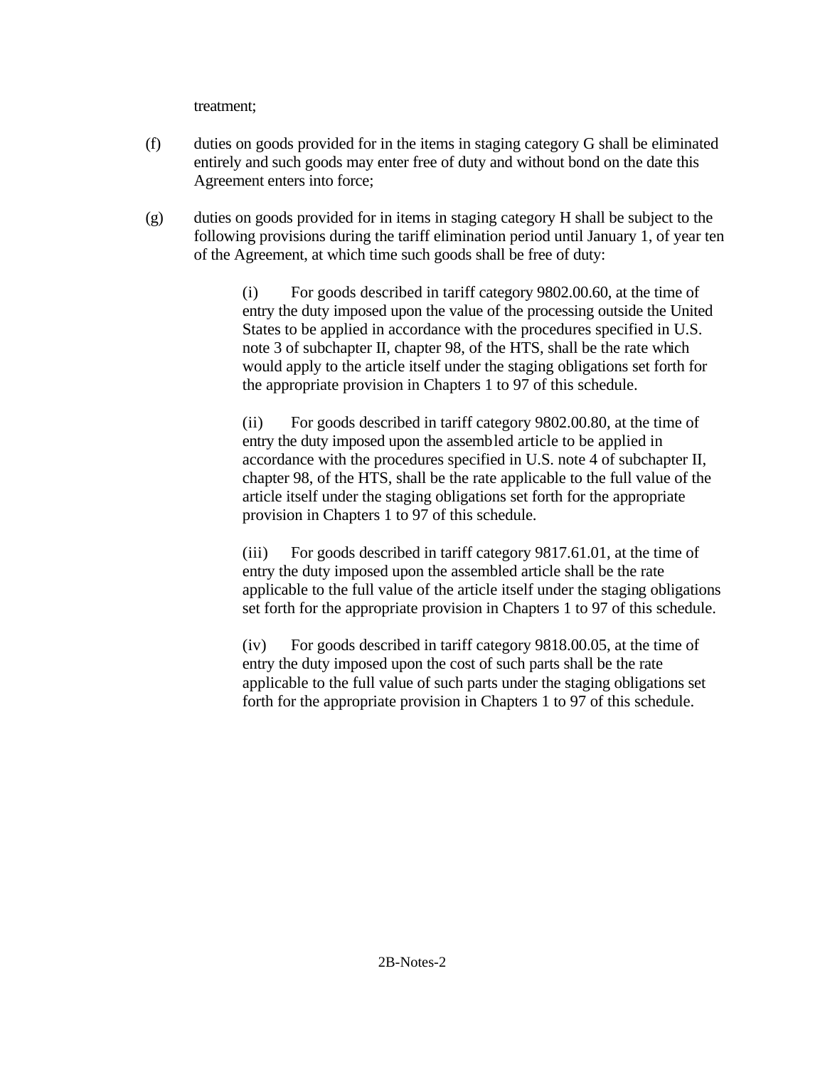treatment;

(f) duties on goods provided for in the items in staging category G shall be eliminated entirely and such goods may enter free of duty and without bond on the date this Agreement enters into force;

(g) duties on goods provided for in items in staging category H shall be subject to the following provisions during the tariff elimination period until January 1, of year ten of the Agreement, at which time such goods shall be free of duty:

> (i) For goods described in tariff category 9802.00.60, at the time of entry the duty imposed upon the value of the processing outside the United States to be applied in accordance with the procedures specified in U.S. note 3 of subchapter II, chapter 98, of the HTS, shall be the rate which would apply to the article itself under the staging obligations set forth for the appropriate provision in Chapters 1 to 97 of this schedule.
>
> (ii) For goods described in tariff category 9802.00.80, at the time of entry the duty imposed upon the assembled article to be applied in accordance with the procedures specified in U.S. note 4 of subchapter II, chapter 98, of the HTS, shall be the rate applicable to the full value of the article itself under the staging obligations set forth for the appropriate provision in Chapters 1 to 97 of this schedule.
>
> (iii) For goods described in tariff category 9817.61.01, at the time of entry the duty imposed upon the assembled article shall be the rate applicable to the full value of the article itself under the staging obligations set forth for the appropriate provision in Chapters 1 to 97 of this schedule.
>
> (iv) For goods described in tariff category 9818.00.05, at the time of entry the duty imposed upon the cost of such parts shall be the rate applicable to the full value of such parts under the staging obligations set forth for the appropriate provision in Chapters 1 to 97 of this schedule.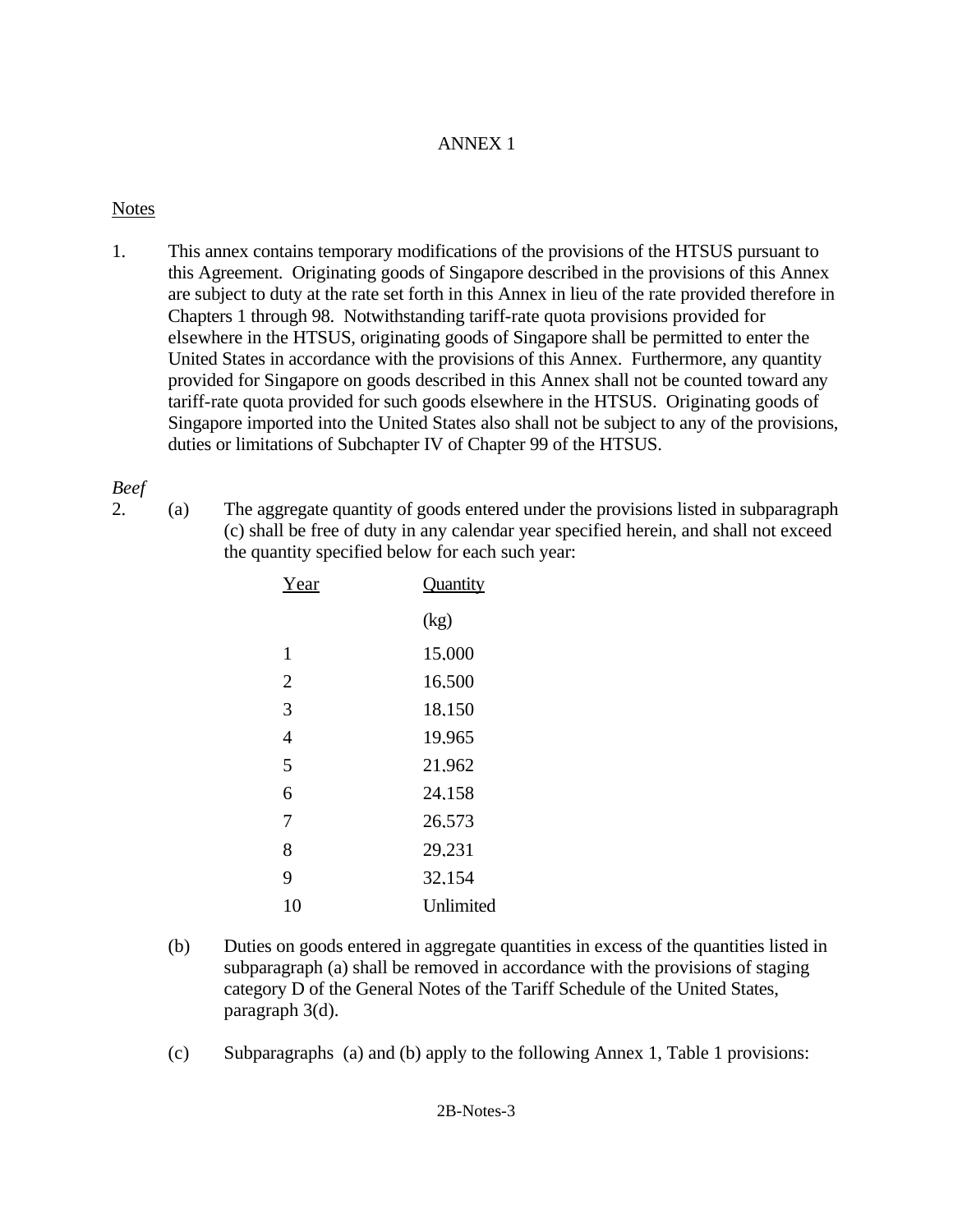# ANNEX 1

Notes

1. This annex contains temporary modifications of the provisions of the HTSUS pursuant to this Agreement. Originating goods of Singapore described in the provisions of this Annex are subject to duty at the rate set forth in this Annex in lieu of the rate provided therefore in Chapters 1 through 98. Notwithstanding tariff-rate quota provisions provided for elsewhere in the HTSUS, originating goods of Singapore shall be permitted to enter the United States in accordance with the provisions of this Annex. Furthermore, any quantity provided for Singapore on goods described in this Annex shall not be counted toward any tariff-rate quota provided for such goods elsewhere in the HTSUS. Originating goods of Singapore imported into the United States also shall not be subject to any of the provisions, duties or limitations of Subchapter IV of Chapter 99 of the HTSUS.

*Beef*

2. (a) The aggregate quantity of goods entered under the provisions listed in subparagraph (c) shall be free of duty in any calendar year specified herein, and shall not exceed the quantity specified below for each such year:

| Year | Quantity (kg) |
|---|---|
| 1 | 15,000 |
| 2 | 16,500 |
| 3 | 18,150 |
| 4 | 19,965 |
| 5 | 21,962 |
| 6 | 24,158 |
| 7 | 26,573 |
| 8 | 29,231 |
| 9 | 32,154 |
| 10 | Unlimited |

(b) Duties on goods entered in aggregate quantities in excess of the quantities listed in subparagraph (a) shall be removed in accordance with the provisions of staging category D of the General Notes of the Tariff Schedule of the United States, paragraph 3(d).

(c) Subparagraphs (a) and (b) apply to the following Annex 1, Table 1 provisions: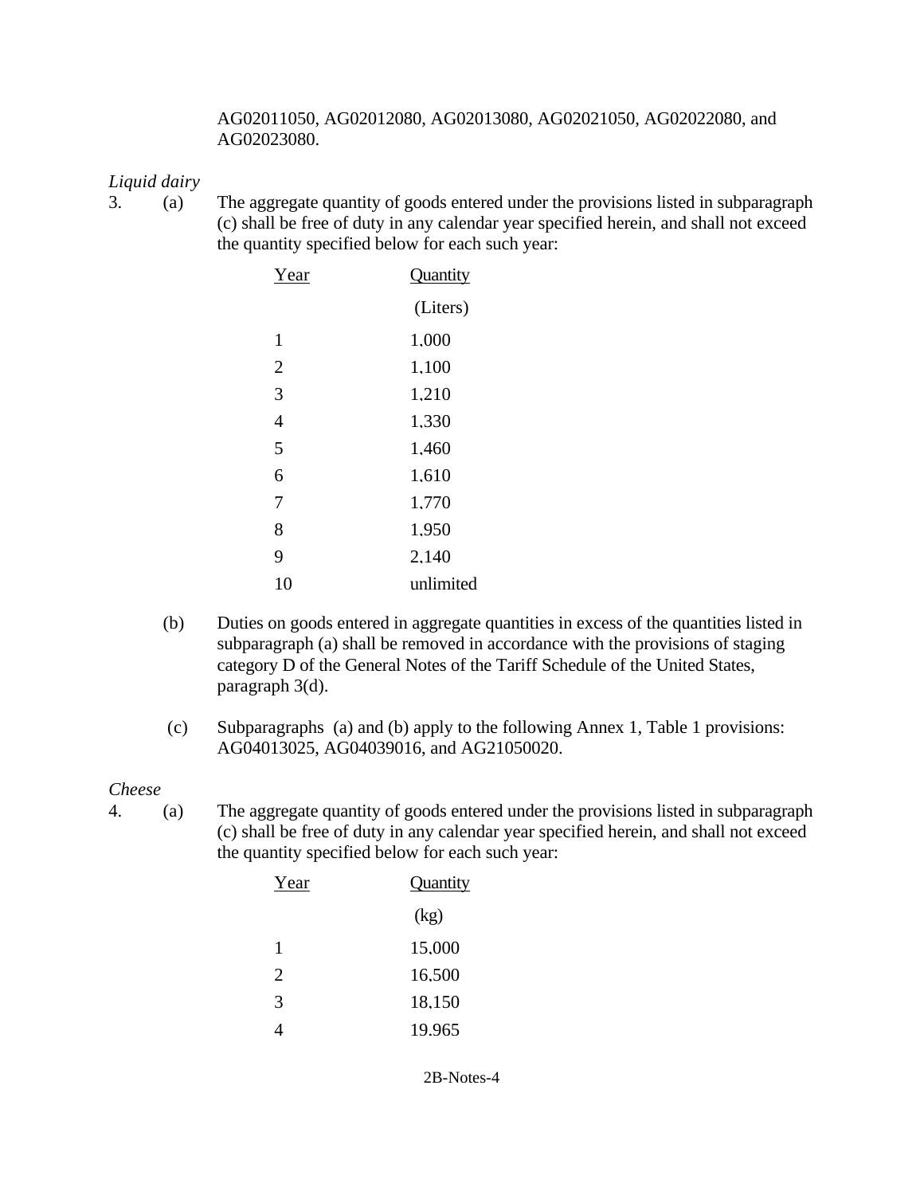AG02011050, AG02012080, AG02013080, AG02021050, AG02022080, and AG02023080.

*Liquid dairy*

3. (a) The aggregate quantity of goods entered under the provisions listed in subparagraph (c) shall be free of duty in any calendar year specified herein, and shall not exceed the quantity specified below for each such year:

| Year | Quantity (Liters) |
|---|---|
| 1 | 1,000 |
| 2 | 1,100 |
| 3 | 1,210 |
| 4 | 1,330 |
| 5 | 1,460 |
| 6 | 1,610 |
| 7 | 1,770 |
| 8 | 1,950 |
| 9 | 2,140 |
| 10 | unlimited |

(b) Duties on goods entered in aggregate quantities in excess of the quantities listed in subparagraph (a) shall be removed in accordance with the provisions of staging category D of the General Notes of the Tariff Schedule of the United States, paragraph 3(d).

(c) Subparagraphs (a) and (b) apply to the following Annex 1, Table 1 provisions: AG04013025, AG04039016, and AG21050020.

*Cheese*

4. (a) The aggregate quantity of goods entered under the provisions listed in subparagraph (c) shall be free of duty in any calendar year specified herein, and shall not exceed the quantity specified below for each such year:

| Year | Quantity (kg) |
|---|---|
| 1 | 15,000 |
| 2 | 16,500 |
| 3 | 18,150 |
| 4 | 19.965 |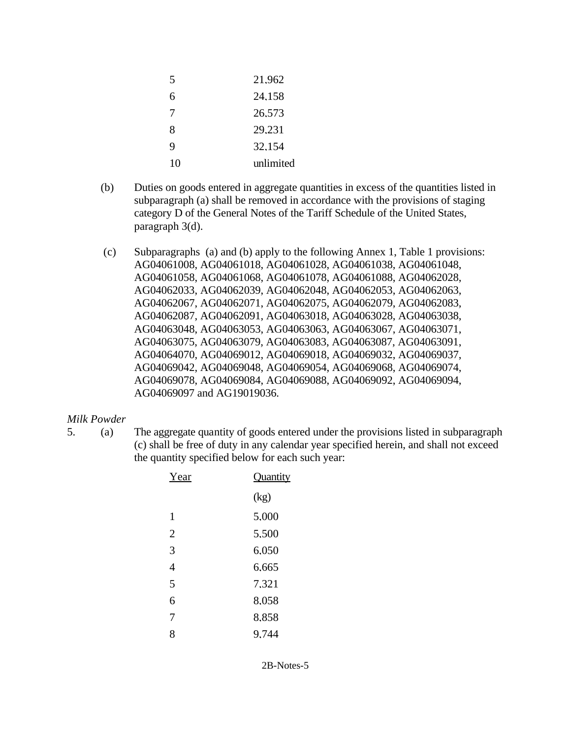| | |
|---|---|
| 5 | 21,962 |
| 6 | 24,158 |
| 7 | 26,573 |
| 8 | 29,231 |
| 9 | 32,154 |
| 10 | unlimited |

(b) Duties on goods entered in aggregate quantities in excess of the quantities listed in subparagraph (a) shall be removed in accordance with the provisions of staging category D of the General Notes of the Tariff Schedule of the United States, paragraph 3(d).

(c) Subparagraphs (a) and (b) apply to the following Annex 1, Table 1 provisions: AG04061008, AG04061018, AG04061028, AG04061038, AG04061048, AG04061058, AG04061068, AG04061078, AG04061088, AG04062028, AG04062033, AG04062039, AG04062048, AG04062053, AG04062063, AG04062067, AG04062071, AG04062075, AG04062079, AG04062083, AG04062087, AG04062091, AG04063018, AG04063028, AG04063038, AG04063048, AG04063053, AG04063063, AG04063067, AG04063071, AG04063075, AG04063079, AG04063083, AG04063087, AG04063091, AG04064070, AG04069012, AG04069018, AG04069032, AG04069037, AG04069042, AG04069048, AG04069054, AG04069068, AG04069074, AG04069078, AG04069084, AG04069088, AG04069092, AG04069094, AG04069097 and AG19019036.

*Milk Powder*

5. (a) The aggregate quantity of goods entered under the provisions listed in subparagraph (c) shall be free of duty in any calendar year specified herein, and shall not exceed the quantity specified below for each such year:

| Year | Quantity (kg) |
|---|---|
| 1 | 5,000 |
| 2 | 5,500 |
| 3 | 6,050 |
| 4 | 6,665 |
| 5 | 7,321 |
| 6 | 8,058 |
| 7 | 8,858 |
| 8 | 9,744 |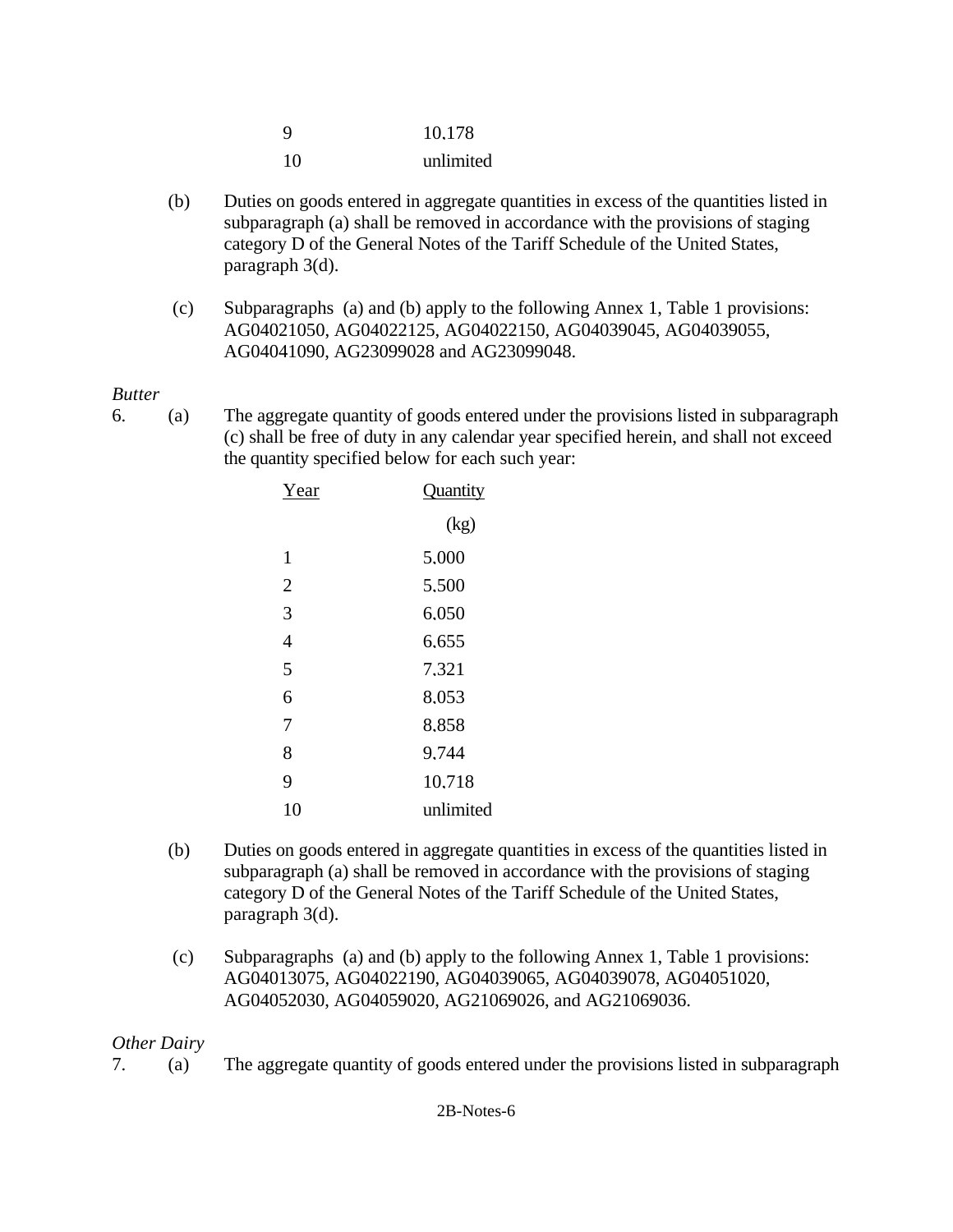| | |
|---|---|
| 9 | 10,178 |
| 10 | unlimited |

(b) Duties on goods entered in aggregate quantities in excess of the quantities listed in subparagraph (a) shall be removed in accordance with the provisions of staging category D of the General Notes of the Tariff Schedule of the United States, paragraph 3(d).

(c) Subparagraphs (a) and (b) apply to the following Annex 1, Table 1 provisions: AG04021050, AG04022125, AG04022150, AG04039045, AG04039055, AG04041090, AG23099028 and AG23099048.

*Butter*

6. (a) The aggregate quantity of goods entered under the provisions listed in subparagraph (c) shall be free of duty in any calendar year specified herein, and shall not exceed the quantity specified below for each such year:

| Year | Quantity (kg) |
|---|---|
| 1 | 5,000 |
| 2 | 5,500 |
| 3 | 6,050 |
| 4 | 6,655 |
| 5 | 7,321 |
| 6 | 8,053 |
| 7 | 8,858 |
| 8 | 9,744 |
| 9 | 10,718 |
| 10 | unlimited |

(b) Duties on goods entered in aggregate quantities in excess of the quantities listed in subparagraph (a) shall be removed in accordance with the provisions of staging category D of the General Notes of the Tariff Schedule of the United States, paragraph 3(d).

(c) Subparagraphs (a) and (b) apply to the following Annex 1, Table 1 provisions: AG04013075, AG04022190, AG04039065, AG04039078, AG04051020, AG04052030, AG04059020, AG21069026, and AG21069036.

*Other Dairy*

7. (a) The aggregate quantity of goods entered under the provisions listed in subparagraph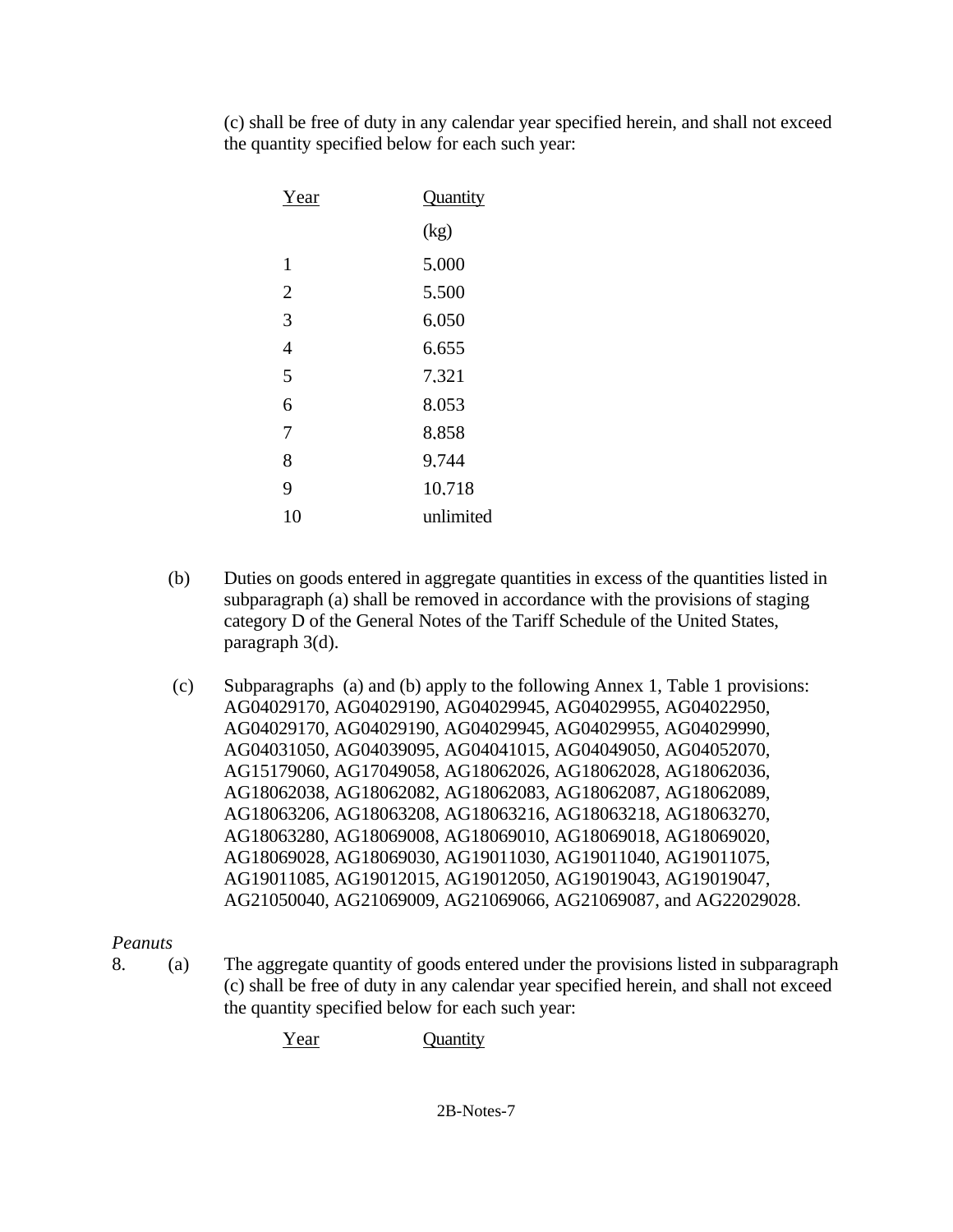(c) shall be free of duty in any calendar year specified herein, and shall not exceed the quantity specified below for each such year:

| Year | Quantity (kg) |
|---|---|
| 1 | 5,000 |
| 2 | 5,500 |
| 3 | 6,050 |
| 4 | 6,655 |
| 5 | 7,321 |
| 6 | 8.053 |
| 7 | 8,858 |
| 8 | 9,744 |
| 9 | 10,718 |
| 10 | unlimited |

(b) Duties on goods entered in aggregate quantities in excess of the quantities listed in subparagraph (a) shall be removed in accordance with the provisions of staging category D of the General Notes of the Tariff Schedule of the United States, paragraph 3(d).

(c) Subparagraphs (a) and (b) apply to the following Annex 1, Table 1 provisions: AG04029170, AG04029190, AG04029945, AG04029955, AG04022950, AG04029170, AG04029190, AG04029945, AG04029955, AG04029990, AG04031050, AG04039095, AG04041015, AG04049050, AG04052070, AG15179060, AG17049058, AG18062026, AG18062028, AG18062036, AG18062038, AG18062082, AG18062083, AG18062087, AG18062089, AG18063206, AG18063208, AG18063216, AG18063218, AG18063270, AG18063280, AG18069008, AG18069010, AG18069018, AG18069020, AG18069028, AG18069030, AG19011030, AG19011040, AG19011075, AG19011085, AG19012015, AG19012050, AG19019043, AG19019047, AG21050040, AG21069009, AG21069066, AG21069087, and AG22029028.

*Peanuts*

8. (a) The aggregate quantity of goods entered under the provisions listed in subparagraph (c) shall be free of duty in any calendar year specified herein, and shall not exceed the quantity specified below for each such year:

| Year | Quantity |
|---|---|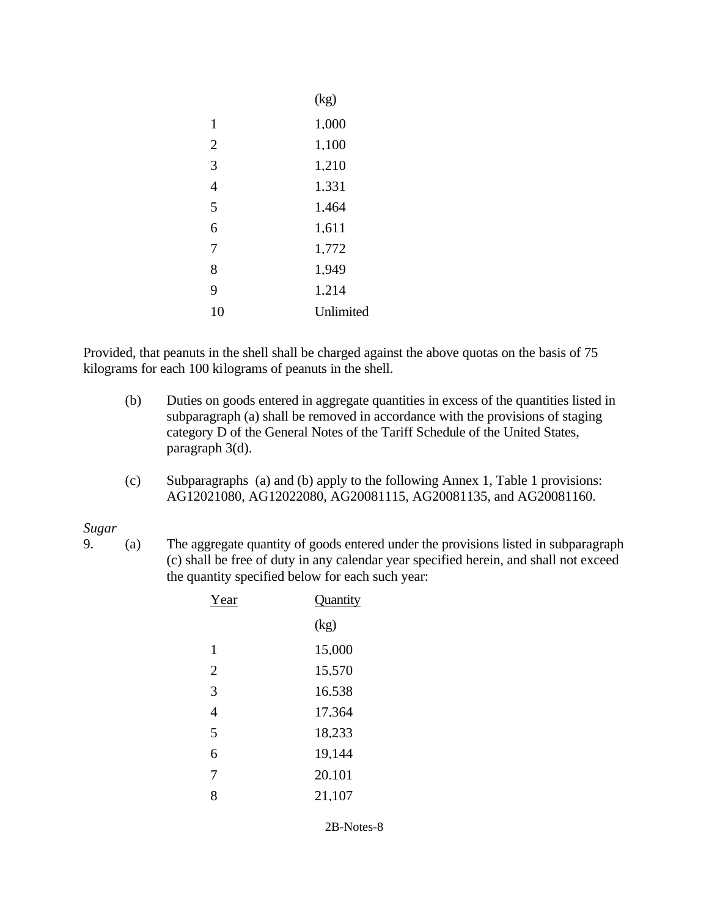| | (kg) |
|---|---|
| 1 | 1,000 |
| 2 | 1,100 |
| 3 | 1,210 |
| 4 | 1,331 |
| 5 | 1,464 |
| 6 | 1,611 |
| 7 | 1,772 |
| 8 | 1,949 |
| 9 | 1,214 |
| 10 | Unlimited |

Provided, that peanuts in the shell shall be charged against the above quotas on the basis of 75 kilograms for each 100 kilograms of peanuts in the shell.

(b) Duties on goods entered in aggregate quantities in excess of the quantities listed in subparagraph (a) shall be removed in accordance with the provisions of staging category D of the General Notes of the Tariff Schedule of the United States, paragraph 3(d).

(c) Subparagraphs (a) and (b) apply to the following Annex 1, Table 1 provisions: AG12021080, AG12022080, AG20081115, AG20081135, and AG20081160.

*Sugar*

9. (a) The aggregate quantity of goods entered under the provisions listed in subparagraph (c) shall be free of duty in any calendar year specified herein, and shall not exceed the quantity specified below for each such year:

| Year | Quantity |
|---|---|
| | (kg) |
| 1 | 15,000 |
| 2 | 15,570 |
| 3 | 16,538 |
| 4 | 17,364 |
| 5 | 18,233 |
| 6 | 19,144 |
| 7 | 20.101 |
| 8 | 21,107 |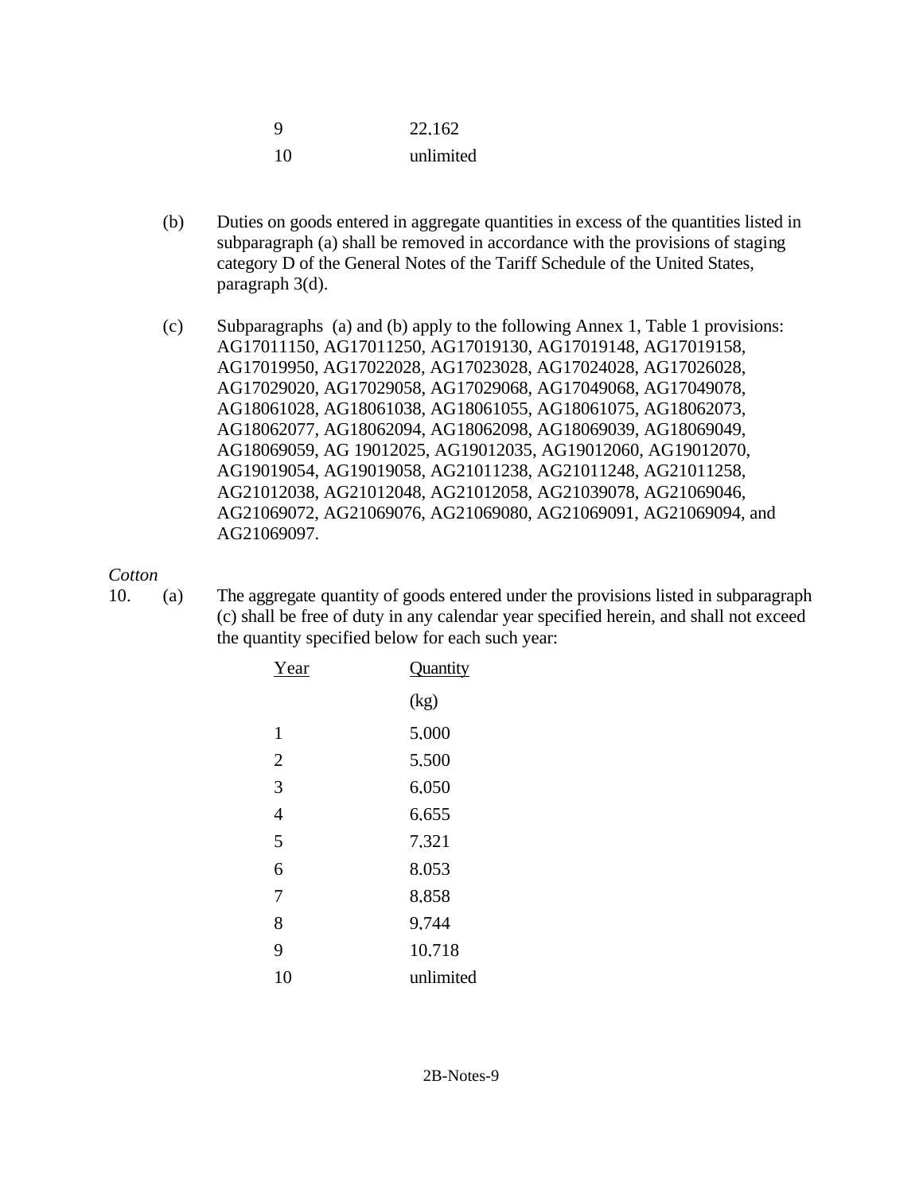| | |
|---|---|
| 9 | 22,162 |
| 10 | unlimited |

(b) Duties on goods entered in aggregate quantities in excess of the quantities listed in subparagraph (a) shall be removed in accordance with the provisions of staging category D of the General Notes of the Tariff Schedule of the United States, paragraph 3(d).

(c) Subparagraphs (a) and (b) apply to the following Annex 1, Table 1 provisions: AG17011150, AG17011250, AG17019130, AG17019148, AG17019158, AG17019950, AG17022028, AG17023028, AG17024028, AG17026028, AG17029020, AG17029058, AG17029068, AG17049068, AG17049078, AG18061028, AG18061038, AG18061055, AG18061075, AG18062073, AG18062077, AG18062094, AG18062098, AG18069039, AG18069049, AG18069059, AG 19012025, AG19012035, AG19012060, AG19012070, AG19019054, AG19019058, AG21011238, AG21011248, AG21011258, AG21012038, AG21012048, AG21012058, AG21039078, AG21069046, AG21069072, AG21069076, AG21069080, AG21069091, AG21069094, and AG21069097.

*Cotton*

10. (a) The aggregate quantity of goods entered under the provisions listed in subparagraph (c) shall be free of duty in any calendar year specified herein, and shall not exceed the quantity specified below for each such year:

| Year | Quantity (kg) |
|---|---|
| 1 | 5,000 |
| 2 | 5,500 |
| 3 | 6,050 |
| 4 | 6,655 |
| 5 | 7,321 |
| 6 | 8,053 |
| 7 | 8,858 |
| 8 | 9,744 |
| 9 | 10,718 |
| 10 | unlimited |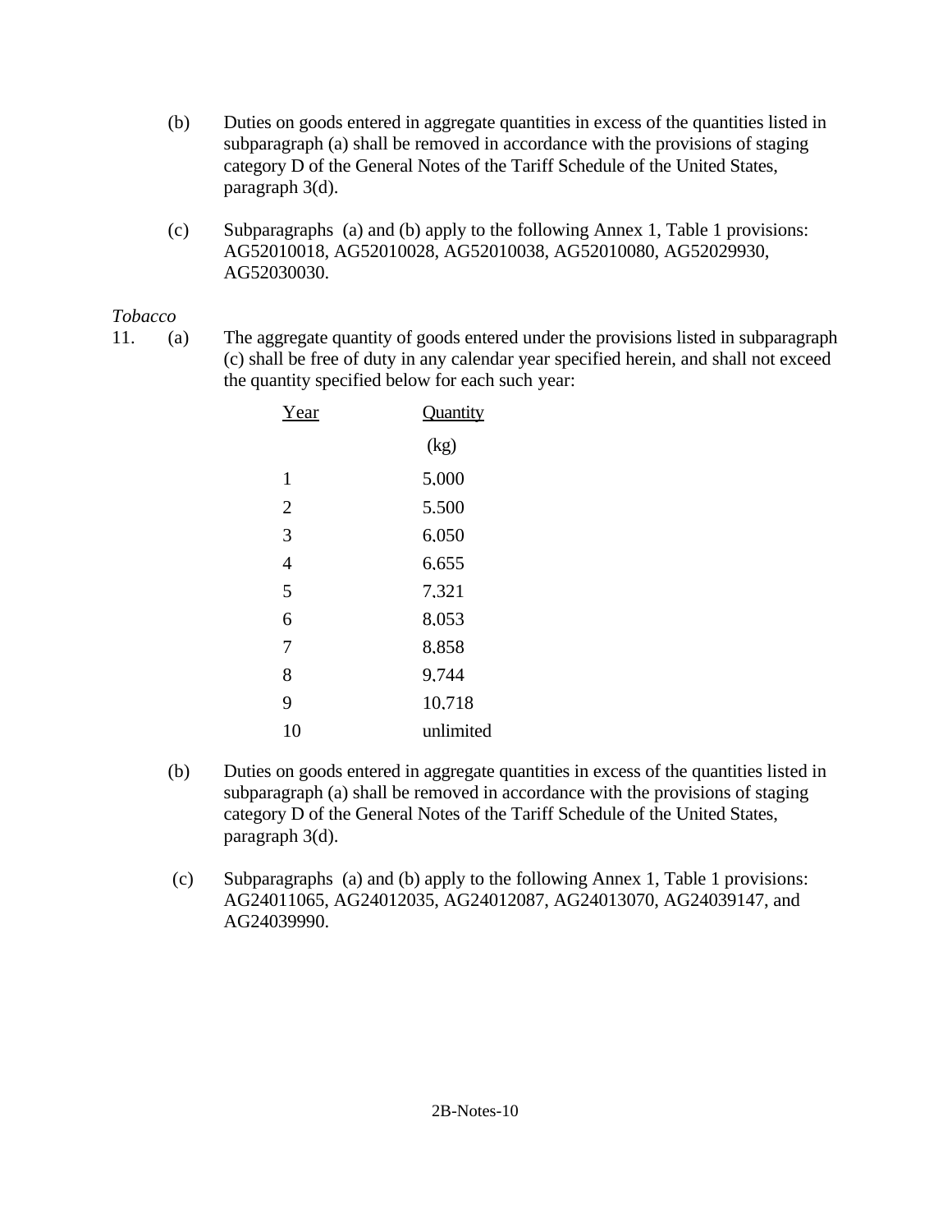(b) Duties on goods entered in aggregate quantities in excess of the quantities listed in subparagraph (a) shall be removed in accordance with the provisions of staging category D of the General Notes of the Tariff Schedule of the United States, paragraph 3(d).

(c) Subparagraphs (a) and (b) apply to the following Annex 1, Table 1 provisions: AG52010018, AG52010028, AG52010038, AG52010080, AG52029930, AG52030030.

*Tobacco*

11. (a) The aggregate quantity of goods entered under the provisions listed in subparagraph (c) shall be free of duty in any calendar year specified herein, and shall not exceed the quantity specified below for each such year:

| Year | Quantity (kg) |
|---|---|
| 1 | 5,000 |
| 2 | 5.500 |
| 3 | 6,050 |
| 4 | 6,655 |
| 5 | 7,321 |
| 6 | 8,053 |
| 7 | 8,858 |
| 8 | 9,744 |
| 9 | 10,718 |
| 10 | unlimited |

(b) Duties on goods entered in aggregate quantities in excess of the quantities listed in subparagraph (a) shall be removed in accordance with the provisions of staging category D of the General Notes of the Tariff Schedule of the United States, paragraph 3(d).

(c) Subparagraphs (a) and (b) apply to the following Annex 1, Table 1 provisions: AG24011065, AG24012035, AG24012087, AG24013070, AG24039147, and AG24039990.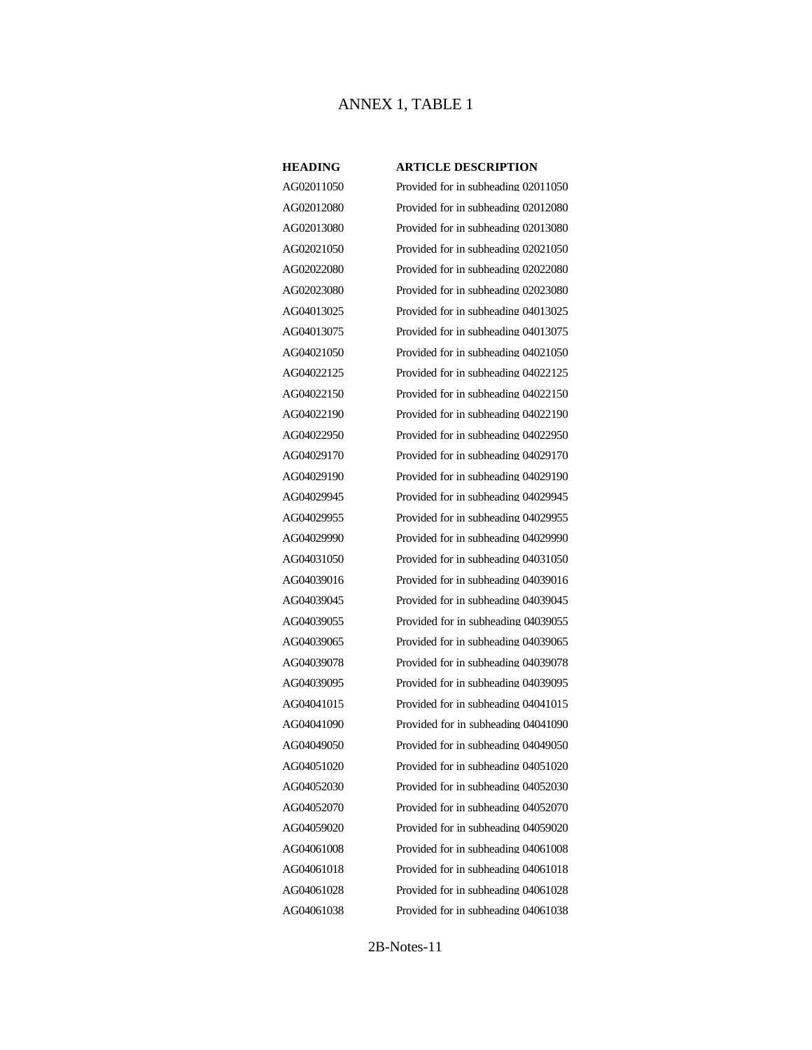# ANNEX 1, TABLE 1

| HEADING | ARTICLE DESCRIPTION |
| --- | --- |
| AG02011050 | Provided for in subheading 02011050 |
| AG02012080 | Provided for in subheading 02012080 |
| AG02013080 | Provided for in subheading 02013080 |
| AG02021050 | Provided for in subheading 02021050 |
| AG02022080 | Provided for in subheading 02022080 |
| AG02023080 | Provided for in subheading 02023080 |
| AG04013025 | Provided for in subheading 04013025 |
| AG04013075 | Provided for in subheading 04013075 |
| AG04021050 | Provided for in subheading 04021050 |
| AG04022125 | Provided for in subheading 04022125 |
| AG04022150 | Provided for in subheading 04022150 |
| AG04022190 | Provided for in subheading 04022190 |
| AG04022950 | Provided for in subheading 04022950 |
| AG04029170 | Provided for in subheading 04029170 |
| AG04029190 | Provided for in subheading 04029190 |
| AG04029945 | Provided for in subheading 04029945 |
| AG04029955 | Provided for in subheading 04029955 |
| AG04029990 | Provided for in subheading 04029990 |
| AG04031050 | Provided for in subheading 04031050 |
| AG04039016 | Provided for in subheading 04039016 |
| AG04039045 | Provided for in subheading 04039045 |
| AG04039055 | Provided for in subheading 04039055 |
| AG04039065 | Provided for in subheading 04039065 |
| AG04039078 | Provided for in subheading 04039078 |
| AG04039095 | Provided for in subheading 04039095 |
| AG04041015 | Provided for in subheading 04041015 |
| AG04041090 | Provided for in subheading 04041090 |
| AG04049050 | Provided for in subheading 04049050 |
| AG04051020 | Provided for in subheading 04051020 |
| AG04052030 | Provided for in subheading 04052030 |
| AG04052070 | Provided for in subheading 04052070 |
| AG04059020 | Provided for in subheading 04059020 |
| AG04061008 | Provided for in subheading 04061008 |
| AG04061018 | Provided for in subheading 04061018 |
| AG04061028 | Provided for in subheading 04061028 |
| AG04061038 | Provided for in subheading 04061038 |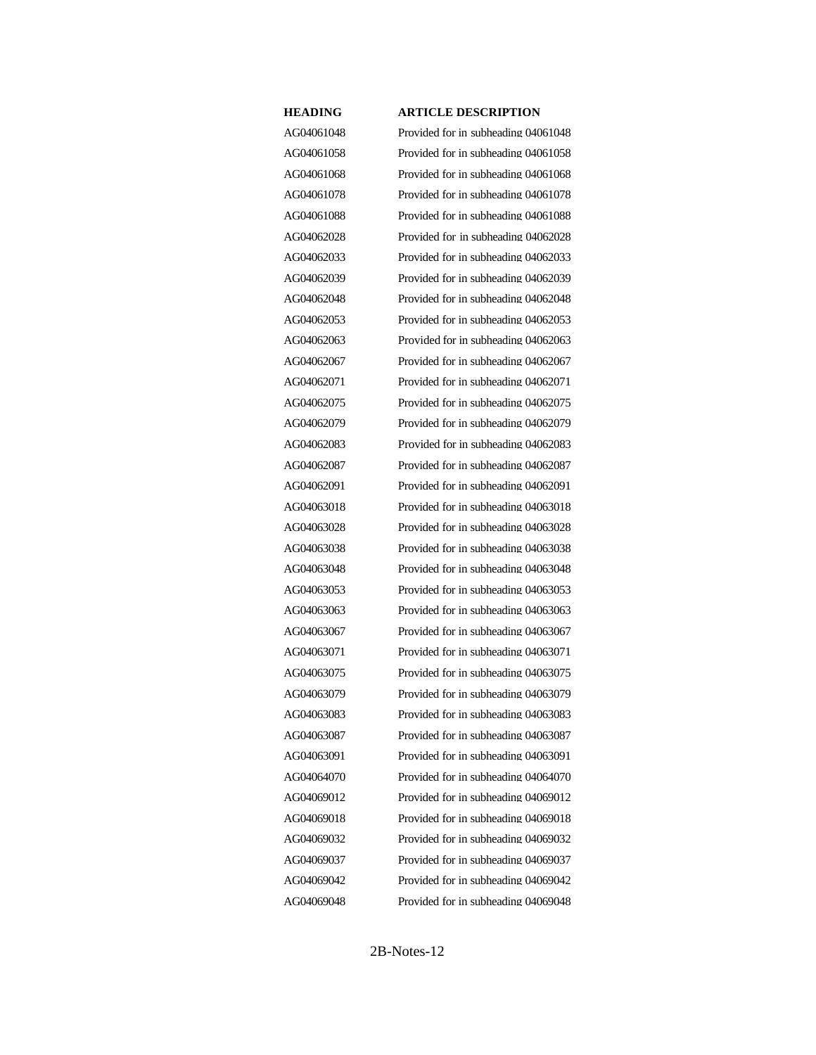| HEADING | ARTICLE DESCRIPTION |
| --- | --- |
| AG04061048 | Provided for in subheading 04061048 |
| AG04061058 | Provided for in subheading 04061058 |
| AG04061068 | Provided for in subheading 04061068 |
| AG04061078 | Provided for in subheading 04061078 |
| AG04061088 | Provided for in subheading 04061088 |
| AG04062028 | Provided for in subheading 04062028 |
| AG04062033 | Provided for in subheading 04062033 |
| AG04062039 | Provided for in subheading 04062039 |
| AG04062048 | Provided for in subheading 04062048 |
| AG04062053 | Provided for in subheading 04062053 |
| AG04062063 | Provided for in subheading 04062063 |
| AG04062067 | Provided for in subheading 04062067 |
| AG04062071 | Provided for in subheading 04062071 |
| AG04062075 | Provided for in subheading 04062075 |
| AG04062079 | Provided for in subheading 04062079 |
| AG04062083 | Provided for in subheading 04062083 |
| AG04062087 | Provided for in subheading 04062087 |
| AG04062091 | Provided for in subheading 04062091 |
| AG04063018 | Provided for in subheading 04063018 |
| AG04063028 | Provided for in subheading 04063028 |
| AG04063038 | Provided for in subheading 04063038 |
| AG04063048 | Provided for in subheading 04063048 |
| AG04063053 | Provided for in subheading 04063053 |
| AG04063063 | Provided for in subheading 04063063 |
| AG04063067 | Provided for in subheading 04063067 |
| AG04063071 | Provided for in subheading 04063071 |
| AG04063075 | Provided for in subheading 04063075 |
| AG04063079 | Provided for in subheading 04063079 |
| AG04063083 | Provided for in subheading 04063083 |
| AG04063087 | Provided for in subheading 04063087 |
| AG04063091 | Provided for in subheading 04063091 |
| AG04064070 | Provided for in subheading 04064070 |
| AG04069012 | Provided for in subheading 04069012 |
| AG04069018 | Provided for in subheading 04069018 |
| AG04069032 | Provided for in subheading 04069032 |
| AG04069037 | Provided for in subheading 04069037 |
| AG04069042 | Provided for in subheading 04069042 |
| AG04069048 | Provided for in subheading 04069048 |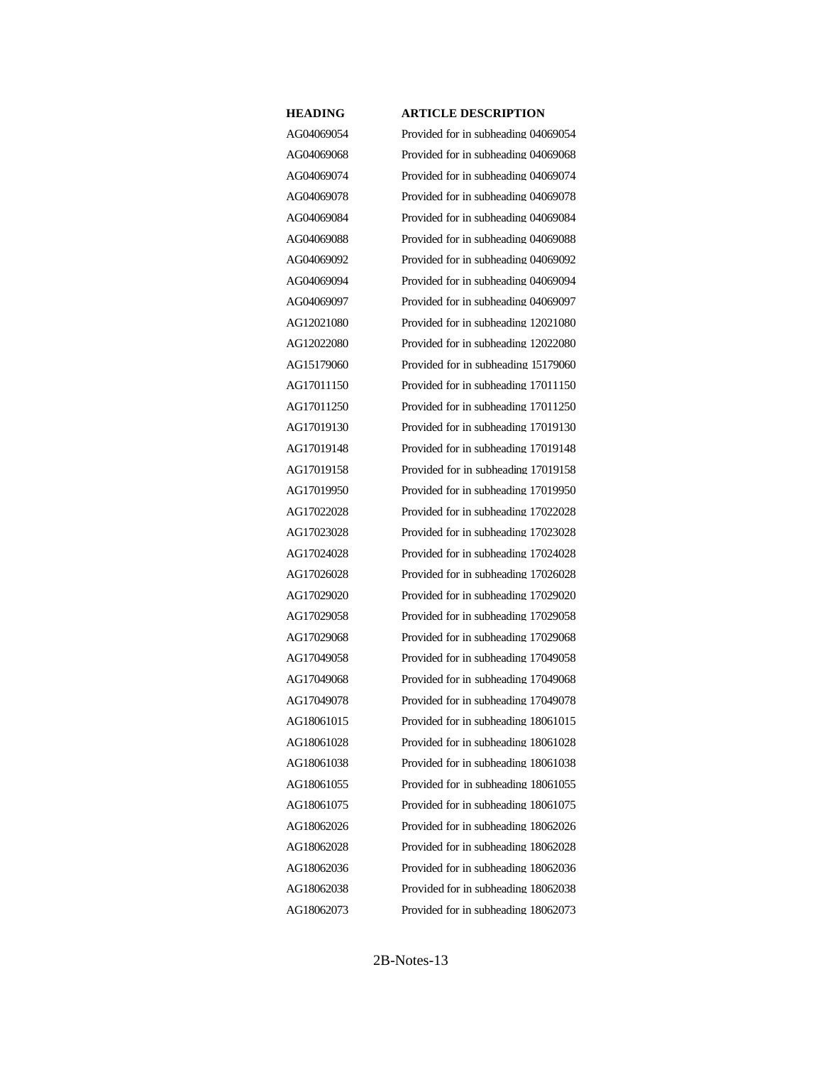| HEADING | ARTICLE DESCRIPTION |
| --- | --- |
| AG04069054 | Provided for in subheading 04069054 |
| AG04069068 | Provided for in subheading 04069068 |
| AG04069074 | Provided for in subheading 04069074 |
| AG04069078 | Provided for in subheading 04069078 |
| AG04069084 | Provided for in subheading 04069084 |
| AG04069088 | Provided for in subheading 04069088 |
| AG04069092 | Provided for in subheading 04069092 |
| AG04069094 | Provided for in subheading 04069094 |
| AG04069097 | Provided for in subheading 04069097 |
| AG12021080 | Provided for in subheading 12021080 |
| AG12022080 | Provided for in subheading 12022080 |
| AG15179060 | Provided for in subheading 15179060 |
| AG17011150 | Provided for in subheading 17011150 |
| AG17011250 | Provided for in subheading 17011250 |
| AG17019130 | Provided for in subheading 17019130 |
| AG17019148 | Provided for in subheading 17019148 |
| AG17019158 | Provided for in subheading 17019158 |
| AG17019950 | Provided for in subheading 17019950 |
| AG17022028 | Provided for in subheading 17022028 |
| AG17023028 | Provided for in subheading 17023028 |
| AG17024028 | Provided for in subheading 17024028 |
| AG17026028 | Provided for in subheading 17026028 |
| AG17029020 | Provided for in subheading 17029020 |
| AG17029058 | Provided for in subheading 17029058 |
| AG17029068 | Provided for in subheading 17029068 |
| AG17049058 | Provided for in subheading 17049058 |
| AG17049068 | Provided for in subheading 17049068 |
| AG17049078 | Provided for in subheading 17049078 |
| AG18061015 | Provided for in subheading 18061015 |
| AG18061028 | Provided for in subheading 18061028 |
| AG18061038 | Provided for in subheading 18061038 |
| AG18061055 | Provided for in subheading 18061055 |
| AG18061075 | Provided for in subheading 18061075 |
| AG18062026 | Provided for in subheading 18062026 |
| AG18062028 | Provided for in subheading 18062028 |
| AG18062036 | Provided for in subheading 18062036 |
| AG18062038 | Provided for in subheading 18062038 |
| AG18062073 | Provided for in subheading 18062073 |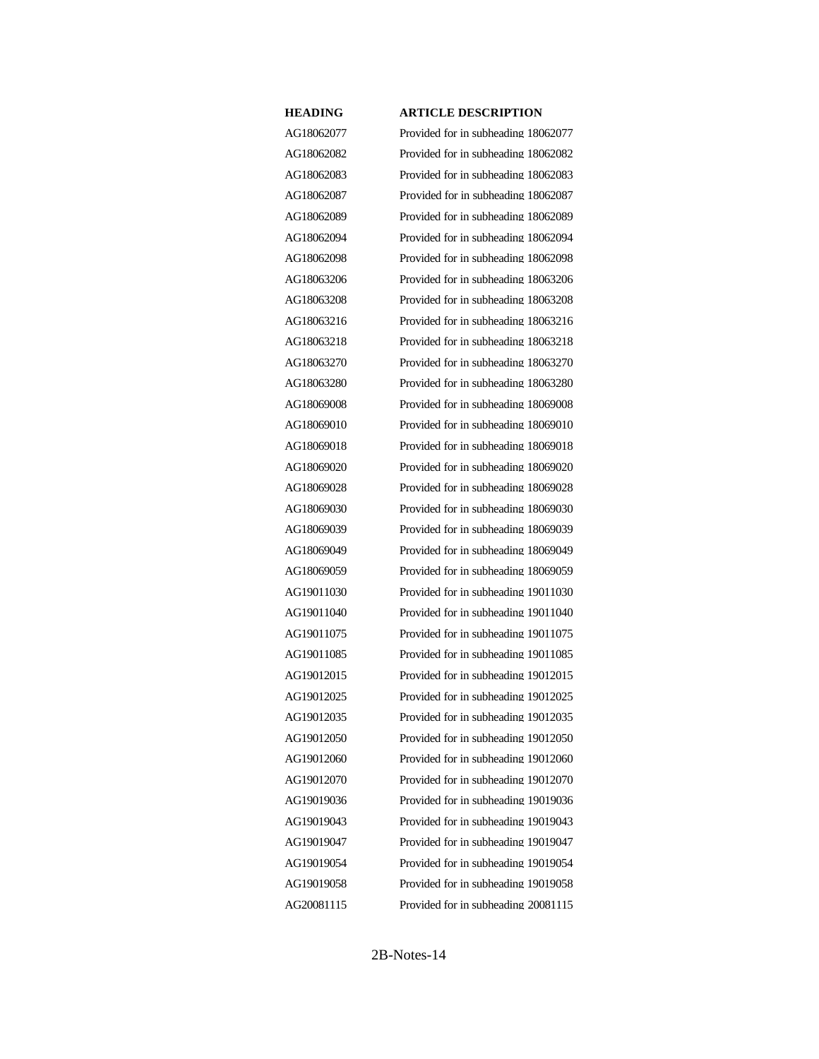| HEADING | ARTICLE DESCRIPTION |
| --- | --- |
| AG18062077 | Provided for in subheading 18062077 |
| AG18062082 | Provided for in subheading 18062082 |
| AG18062083 | Provided for in subheading 18062083 |
| AG18062087 | Provided for in subheading 18062087 |
| AG18062089 | Provided for in subheading 18062089 |
| AG18062094 | Provided for in subheading 18062094 |
| AG18062098 | Provided for in subheading 18062098 |
| AG18063206 | Provided for in subheading 18063206 |
| AG18063208 | Provided for in subheading 18063208 |
| AG18063216 | Provided for in subheading 18063216 |
| AG18063218 | Provided for in subheading 18063218 |
| AG18063270 | Provided for in subheading 18063270 |
| AG18063280 | Provided for in subheading 18063280 |
| AG18069008 | Provided for in subheading 18069008 |
| AG18069010 | Provided for in subheading 18069010 |
| AG18069018 | Provided for in subheading 18069018 |
| AG18069020 | Provided for in subheading 18069020 |
| AG18069028 | Provided for in subheading 18069028 |
| AG18069030 | Provided for in subheading 18069030 |
| AG18069039 | Provided for in subheading 18069039 |
| AG18069049 | Provided for in subheading 18069049 |
| AG18069059 | Provided for in subheading 18069059 |
| AG19011030 | Provided for in subheading 19011030 |
| AG19011040 | Provided for in subheading 19011040 |
| AG19011075 | Provided for in subheading 19011075 |
| AG19011085 | Provided for in subheading 19011085 |
| AG19012015 | Provided for in subheading 19012015 |
| AG19012025 | Provided for in subheading 19012025 |
| AG19012035 | Provided for in subheading 19012035 |
| AG19012050 | Provided for in subheading 19012050 |
| AG19012060 | Provided for in subheading 19012060 |
| AG19012070 | Provided for in subheading 19012070 |
| AG19019036 | Provided for in subheading 19019036 |
| AG19019043 | Provided for in subheading 19019043 |
| AG19019047 | Provided for in subheading 19019047 |
| AG19019054 | Provided for in subheading 19019054 |
| AG19019058 | Provided for in subheading 19019058 |
| AG20081115 | Provided for in subheading 20081115 |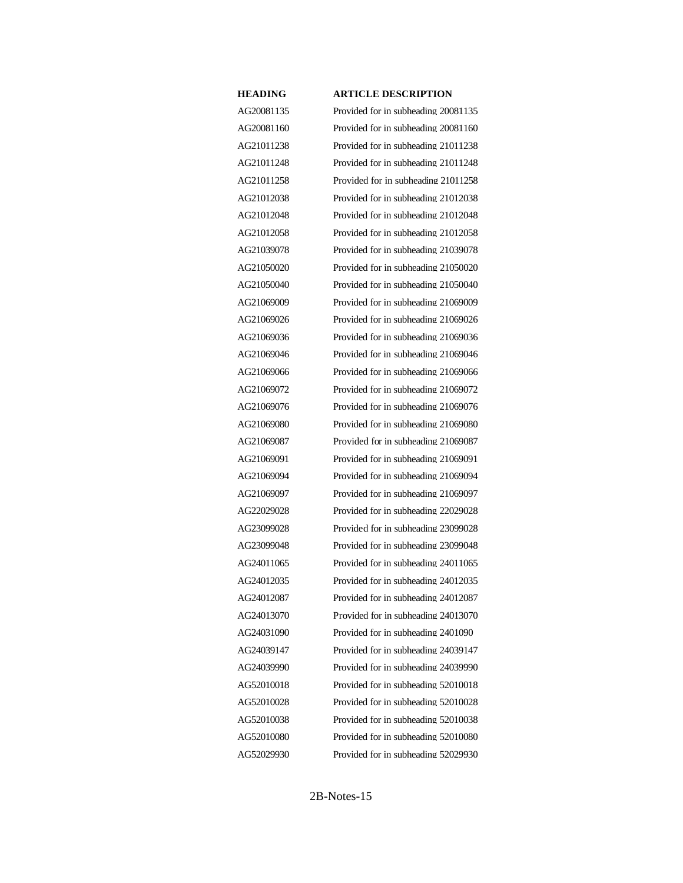| HEADING | ARTICLE DESCRIPTION |
|---|---|
| AG20081135 | Provided for in subheading 20081135 |
| AG20081160 | Provided for in subheading 20081160 |
| AG21011238 | Provided for in subheading 21011238 |
| AG21011248 | Provided for in subheading 21011248 |
| AG21011258 | Provided for in subheading 21011258 |
| AG21012038 | Provided for in subheading 21012038 |
| AG21012048 | Provided for in subheading 21012048 |
| AG21012058 | Provided for in subheading 21012058 |
| AG21039078 | Provided for in subheading 21039078 |
| AG21050020 | Provided for in subheading 21050020 |
| AG21050040 | Provided for in subheading 21050040 |
| AG21069009 | Provided for in subheading 21069009 |
| AG21069026 | Provided for in subheading 21069026 |
| AG21069036 | Provided for in subheading 21069036 |
| AG21069046 | Provided for in subheading 21069046 |
| AG21069066 | Provided for in subheading 21069066 |
| AG21069072 | Provided for in subheading 21069072 |
| AG21069076 | Provided for in subheading 21069076 |
| AG21069080 | Provided for in subheading 21069080 |
| AG21069087 | Provided for in subheading 21069087 |
| AG21069091 | Provided for in subheading 21069091 |
| AG21069094 | Provided for in subheading 21069094 |
| AG21069097 | Provided for in subheading 21069097 |
| AG22029028 | Provided for in subheading 22029028 |
| AG23099028 | Provided for in subheading 23099028 |
| AG23099048 | Provided for in subheading 23099048 |
| AG24011065 | Provided for in subheading 24011065 |
| AG24012035 | Provided for in subheading 24012035 |
| AG24012087 | Provided for in subheading 24012087 |
| AG24013070 | Provided for in subheading 24013070 |
| AG24031090 | Provided for in subheading 2401090 |
| AG24039147 | Provided for in subheading 24039147 |
| AG24039990 | Provided for in subheading 24039990 |
| AG52010018 | Provided for in subheading 52010018 |
| AG52010028 | Provided for in subheading 52010028 |
| AG52010038 | Provided for in subheading 52010038 |
| AG52010080 | Provided for in subheading 52010080 |
| AG52029930 | Provided for in subheading 52029930 |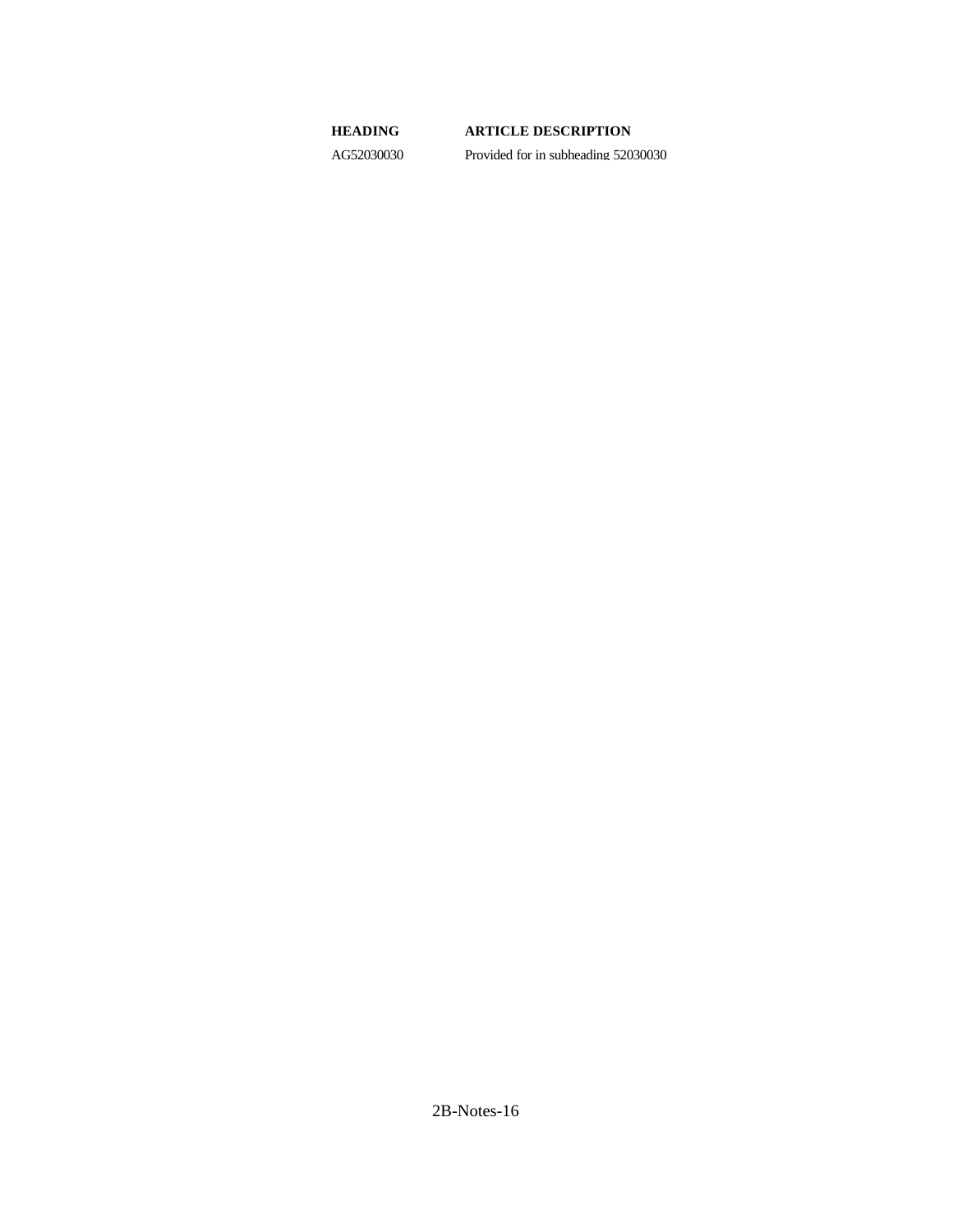| HEADING | ARTICLE DESCRIPTION |
| --- | --- |
| AG52030030 | Provided for in subheading 52030030 |